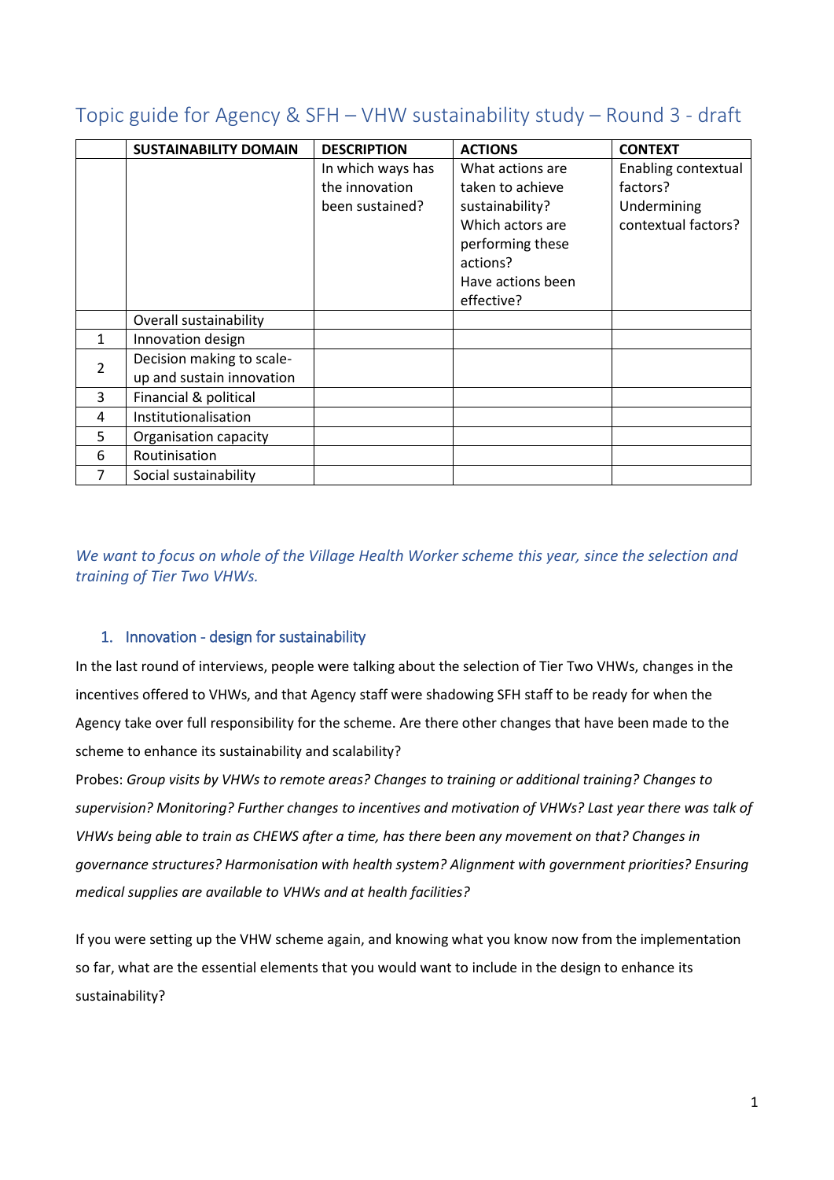# Topic guide for Agency & SFH – VHW sustainability study – Round 3 - draft

| | SUSTAINABILITY DOMAIN | DESCRIPTION | ACTIONS | CONTEXT |
|---|---|---|---|---|
| | | In which ways has the innovation been sustained? | What actions are taken to achieve sustainability? Which actors are performing these actions? Have actions been effective? | Enabling contextual factors? Undermining contextual factors? |
| | Overall sustainability | | | |
| 1 | Innovation design | | | |
| 2 | Decision making to scale-up and sustain innovation | | | |
| 3 | Financial & political | | | |
| 4 | Institutionalisation | | | |
| 5 | Organisation capacity | | | |
| 6 | Routinisation | | | |
| 7 | Social sustainability | | | |

*We want to focus on whole of the Village Health Worker scheme this year, since the selection and training of Tier Two VHWs.*

## 1. Innovation - design for sustainability

In the last round of interviews, people were talking about the selection of Tier Two VHWs, changes in the incentives offered to VHWs, and that Agency staff were shadowing SFH staff to be ready for when the Agency take over full responsibility for the scheme. Are there other changes that have been made to the scheme to enhance its sustainability and scalability?

Probes: *Group visits by VHWs to remote areas? Changes to training or additional training? Changes to supervision? Monitoring? Further changes to incentives and motivation of VHWs? Last year there was talk of VHWs being able to train as CHEWS after a time, has there been any movement on that? Changes in governance structures? Harmonisation with health system? Alignment with government priorities? Ensuring medical supplies are available to VHWs and at health facilities?*

If you were setting up the VHW scheme again, and knowing what you know now from the implementation so far, what are the essential elements that you would want to include in the design to enhance its sustainability?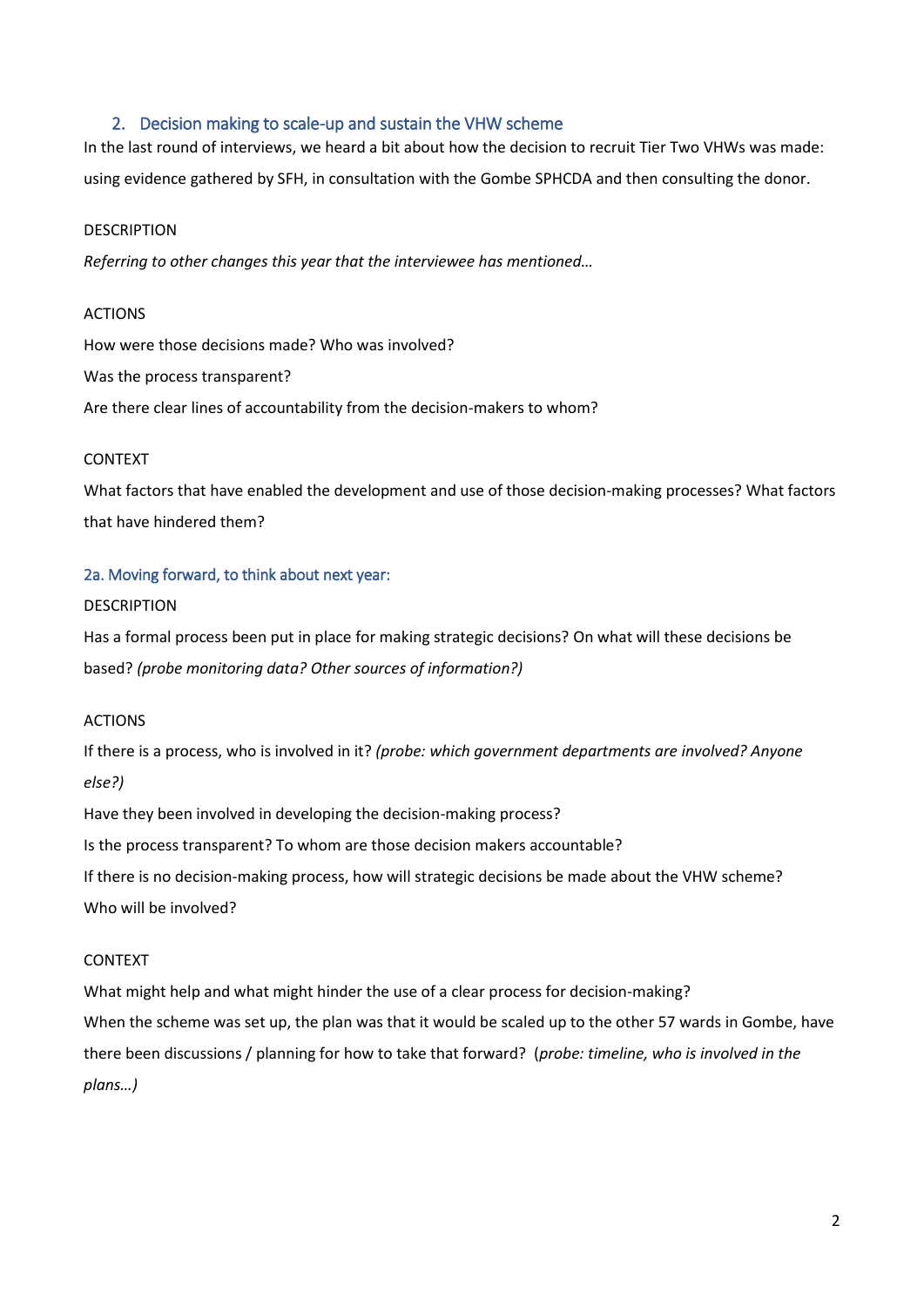## 2. Decision making to scale-up and sustain the VHW scheme

In the last round of interviews, we heard a bit about how the decision to recruit Tier Two VHWs was made: using evidence gathered by SFH, in consultation with the Gombe SPHCDA and then consulting the donor.

DESCRIPTION

*Referring to other changes this year that the interviewee has mentioned…*

ACTIONS

How were those decisions made? Who was involved?

Was the process transparent?

Are there clear lines of accountability from the decision-makers to whom?

CONTEXT

What factors that have enabled the development and use of those decision-making processes? What factors that have hindered them?

### 2a. Moving forward, to think about next year:

DESCRIPTION

Has a formal process been put in place for making strategic decisions? On what will these decisions be based? *(probe monitoring data? Other sources of information?)*

ACTIONS

If there is a process, who is involved in it? *(probe: which government departments are involved? Anyone else?)*

Have they been involved in developing the decision-making process?

Is the process transparent? To whom are those decision makers accountable?

If there is no decision-making process, how will strategic decisions be made about the VHW scheme? Who will be involved?

CONTEXT

What might help and what might hinder the use of a clear process for decision-making?

When the scheme was set up, the plan was that it would be scaled up to the other 57 wards in Gombe, have there been discussions / planning for how to take that forward? (*probe: timeline, who is involved in the plans…)*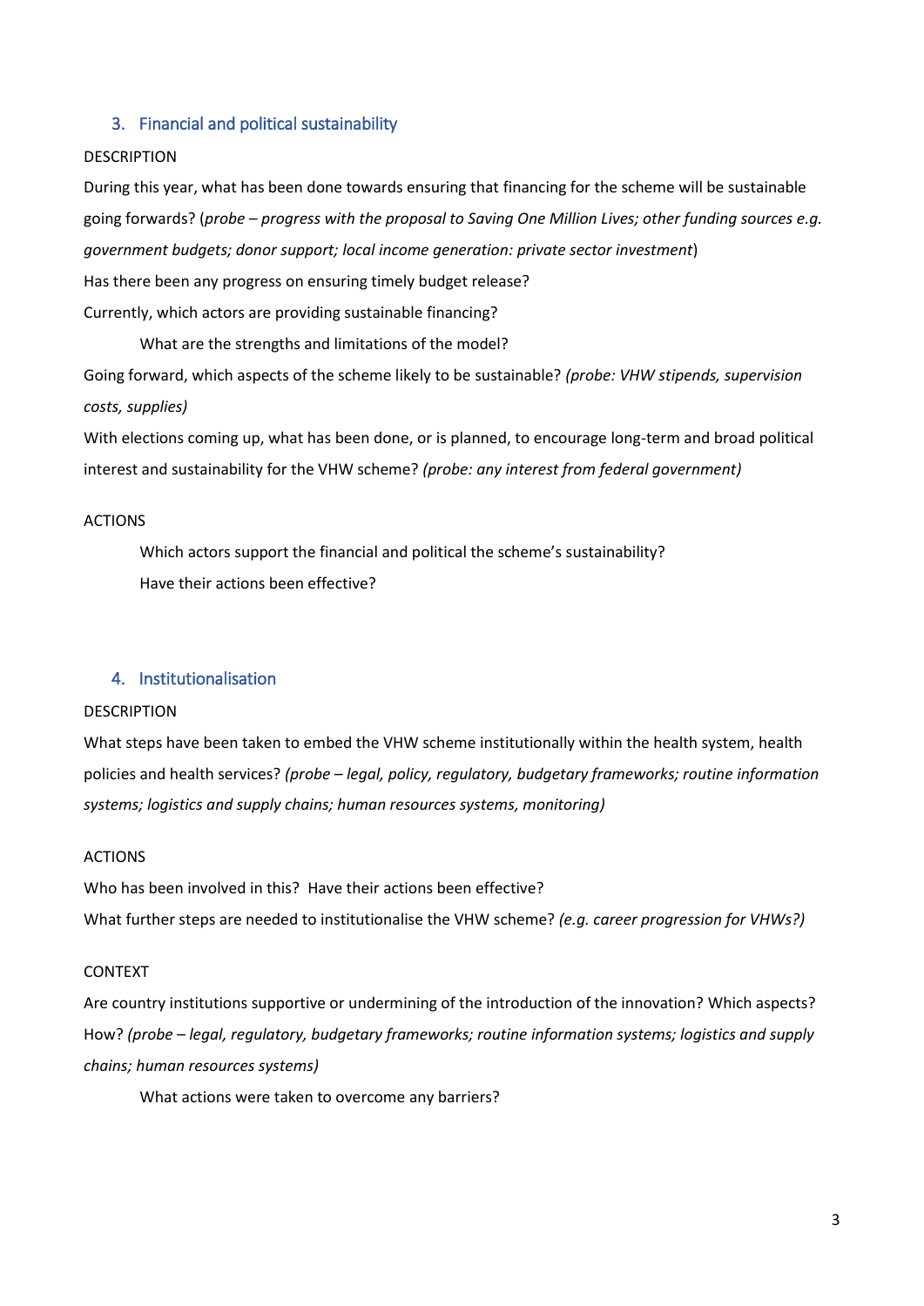## 3. Financial and political sustainability

DESCRIPTION

During this year, what has been done towards ensuring that financing for the scheme will be sustainable going forwards? (*probe – progress with the proposal to Saving One Million Lives; other funding sources e.g. government budgets; donor support; local income generation: private sector investment*)

Has there been any progress on ensuring timely budget release?

Currently, which actors are providing sustainable financing?

What are the strengths and limitations of the model?

Going forward, which aspects of the scheme likely to be sustainable? *(probe: VHW stipends, supervision costs, supplies)*

With elections coming up, what has been done, or is planned, to encourage long-term and broad political interest and sustainability for the VHW scheme? *(probe: any interest from federal government)*

ACTIONS

Which actors support the financial and political the scheme's sustainability?

Have their actions been effective?

## 4. Institutionalisation

DESCRIPTION

What steps have been taken to embed the VHW scheme institutionally within the health system, health policies and health services? *(probe – legal, policy, regulatory, budgetary frameworks; routine information systems; logistics and supply chains; human resources systems, monitoring)*

ACTIONS

Who has been involved in this? Have their actions been effective?

What further steps are needed to institutionalise the VHW scheme? *(e.g. career progression for VHWs?)*

CONTEXT

Are country institutions supportive or undermining of the introduction of the innovation? Which aspects? How? *(probe – legal, regulatory, budgetary frameworks; routine information systems; logistics and supply chains; human resources systems)*

What actions were taken to overcome any barriers?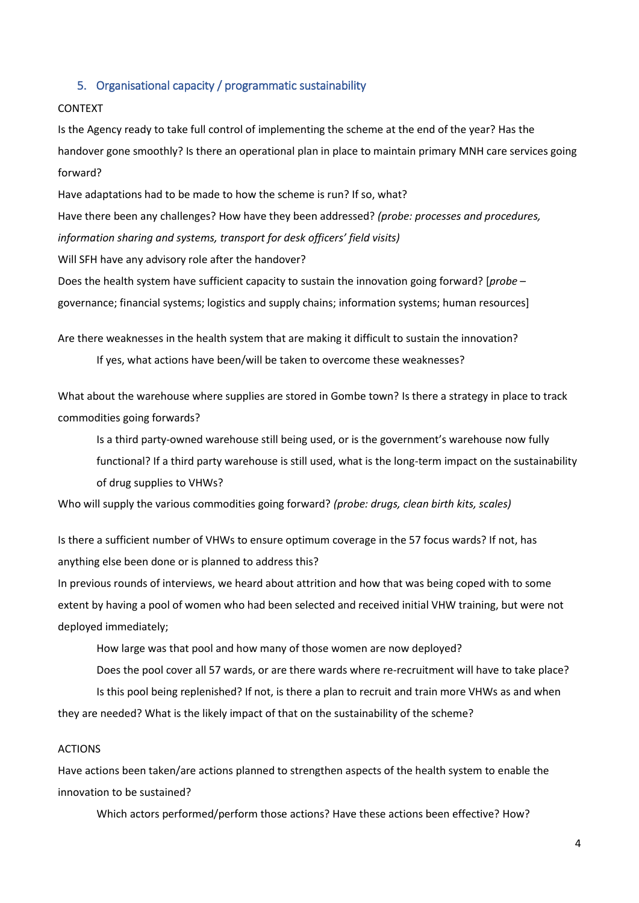## 5. Organisational capacity / programmatic sustainability

CONTEXT

Is the Agency ready to take full control of implementing the scheme at the end of the year? Has the handover gone smoothly? Is there an operational plan in place to maintain primary MNH care services going forward?

Have adaptations had to be made to how the scheme is run? If so, what?

Have there been any challenges? How have they been addressed? *(probe: processes and procedures, information sharing and systems, transport for desk officers' field visits)*

Will SFH have any advisory role after the handover?

Does the health system have sufficient capacity to sustain the innovation going forward? [*probe* – governance; financial systems; logistics and supply chains; information systems; human resources]

Are there weaknesses in the health system that are making it difficult to sustain the innovation?

> If yes, what actions have been/will be taken to overcome these weaknesses?

What about the warehouse where supplies are stored in Gombe town? Is there a strategy in place to track commodities going forwards?

> Is a third party-owned warehouse still being used, or is the government's warehouse now fully functional? If a third party warehouse is still used, what is the long-term impact on the sustainability of drug supplies to VHWs?

Who will supply the various commodities going forward? *(probe: drugs, clean birth kits, scales)*

Is there a sufficient number of VHWs to ensure optimum coverage in the 57 focus wards? If not, has anything else been done or is planned to address this?

In previous rounds of interviews, we heard about attrition and how that was being coped with to some extent by having a pool of women who had been selected and received initial VHW training, but were not deployed immediately;

> How large was that pool and how many of those women are now deployed?
>
> Does the pool cover all 57 wards, or are there wards where re-recruitment will have to take place?
>
> Is this pool being replenished? If not, is there a plan to recruit and train more VHWs as and when they are needed? What is the likely impact of that on the sustainability of the scheme?

ACTIONS

Have actions been taken/are actions planned to strengthen aspects of the health system to enable the innovation to be sustained?

> Which actors performed/perform those actions? Have these actions been effective? How?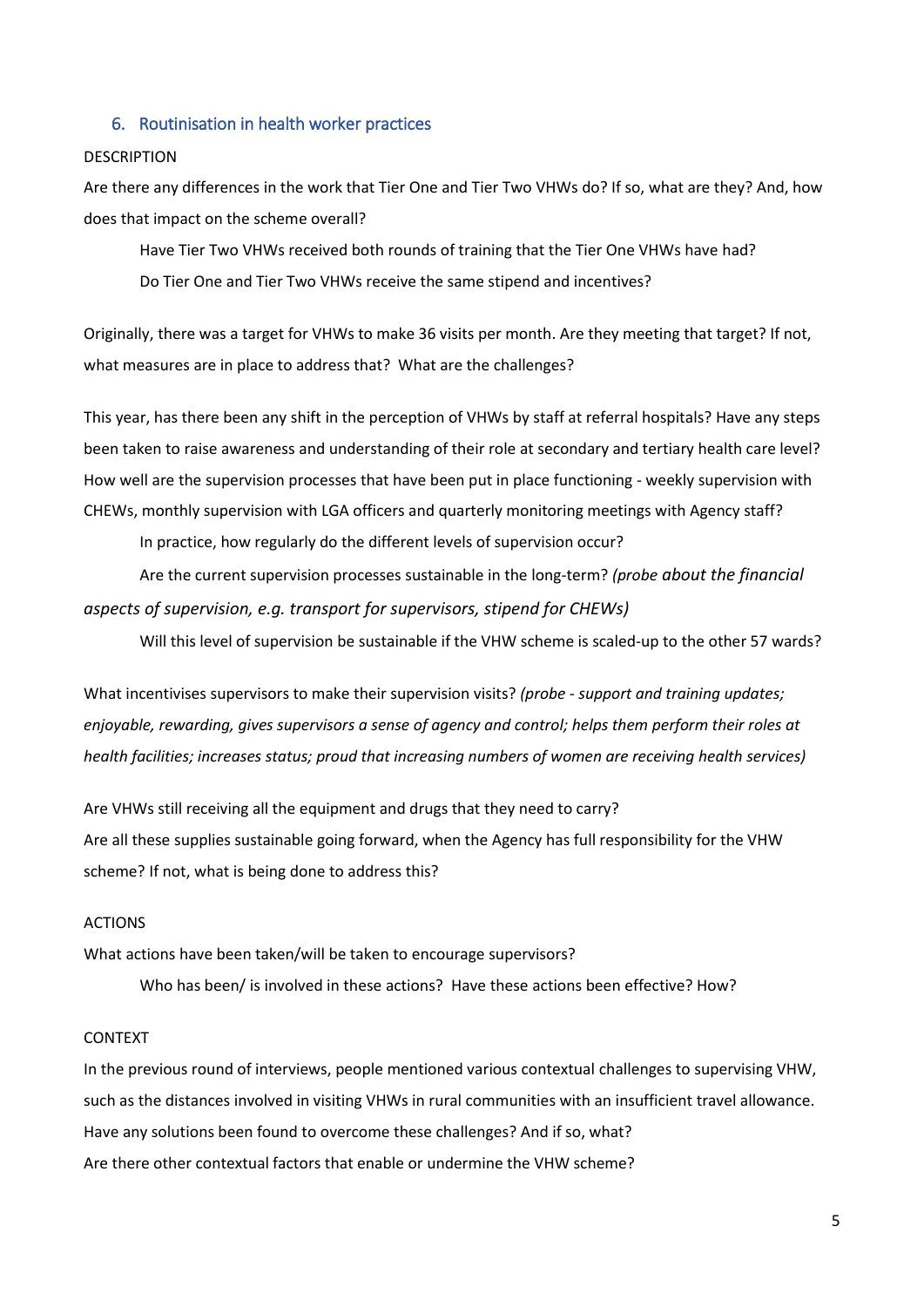## 6. Routinisation in health worker practices

DESCRIPTION

Are there any differences in the work that Tier One and Tier Two VHWs do? If so, what are they? And, how does that impact on the scheme overall?

Have Tier Two VHWs received both rounds of training that the Tier One VHWs have had?

Do Tier One and Tier Two VHWs receive the same stipend and incentives?

Originally, there was a target for VHWs to make 36 visits per month. Are they meeting that target? If not, what measures are in place to address that? What are the challenges?

This year, has there been any shift in the perception of VHWs by staff at referral hospitals? Have any steps been taken to raise awareness and understanding of their role at secondary and tertiary health care level?

How well are the supervision processes that have been put in place functioning - weekly supervision with CHEWs, monthly supervision with LGA officers and quarterly monitoring meetings with Agency staff?

In practice, how regularly do the different levels of supervision occur?

Are the current supervision processes sustainable in the long-term? *(probe about the financial aspects of supervision, e.g. transport for supervisors, stipend for CHEWs)*

Will this level of supervision be sustainable if the VHW scheme is scaled-up to the other 57 wards?

What incentivises supervisors to make their supervision visits? *(probe - support and training updates; enjoyable, rewarding, gives supervisors a sense of agency and control; helps them perform their roles at health facilities; increases status; proud that increasing numbers of women are receiving health services)*

Are VHWs still receiving all the equipment and drugs that they need to carry?
Are all these supplies sustainable going forward, when the Agency has full responsibility for the VHW scheme? If not, what is being done to address this?

ACTIONS

What actions have been taken/will be taken to encourage supervisors?

Who has been/ is involved in these actions? Have these actions been effective? How?

CONTEXT

In the previous round of interviews, people mentioned various contextual challenges to supervising VHW, such as the distances involved in visiting VHWs in rural communities with an insufficient travel allowance.
Have any solutions been found to overcome these challenges? And if so, what?
Are there other contextual factors that enable or undermine the VHW scheme?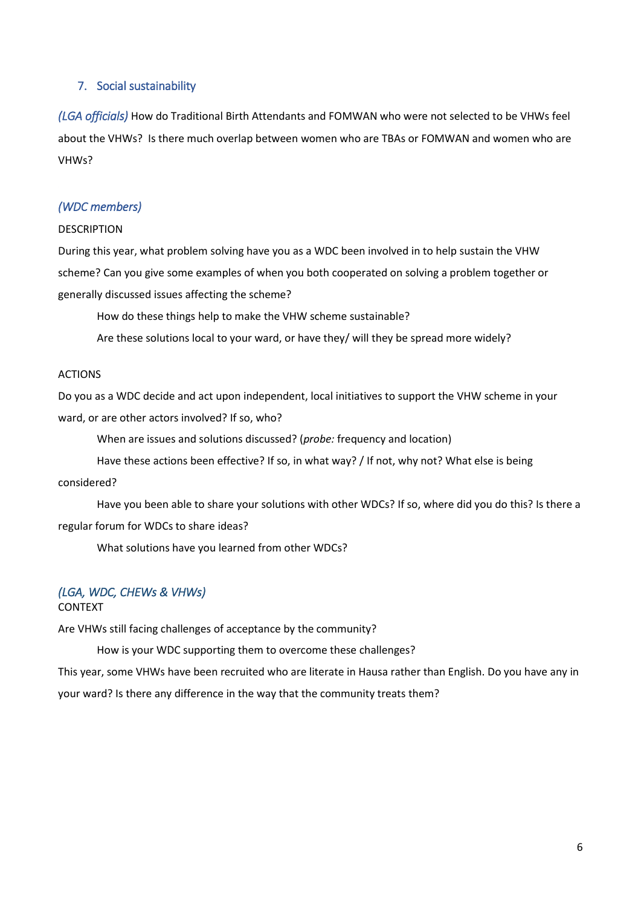## 7. Social sustainability

*(LGA officials)* How do Traditional Birth Attendants and FOMWAN who were not selected to be VHWs feel about the VHWs? Is there much overlap between women who are TBAs or FOMWAN and women who are VHWs?

*(WDC members)*

DESCRIPTION

During this year, what problem solving have you as a WDC been involved in to help sustain the VHW scheme? Can you give some examples of when you both cooperated on solving a problem together or generally discussed issues affecting the scheme?

How do these things help to make the VHW scheme sustainable?

Are these solutions local to your ward, or have they/ will they be spread more widely?

ACTIONS

Do you as a WDC decide and act upon independent, local initiatives to support the VHW scheme in your ward, or are other actors involved? If so, who?

When are issues and solutions discussed? (*probe:* frequency and location)

Have these actions been effective? If so, in what way? / If not, why not? What else is being considered?

Have you been able to share your solutions with other WDCs? If so, where did you do this? Is there a regular forum for WDCs to share ideas?

What solutions have you learned from other WDCs?

*(LGA, WDC, CHEWs & VHWs)*

CONTEXT

Are VHWs still facing challenges of acceptance by the community?

How is your WDC supporting them to overcome these challenges?

This year, some VHWs have been recruited who are literate in Hausa rather than English. Do you have any in your ward? Is there any difference in the way that the community treats them?